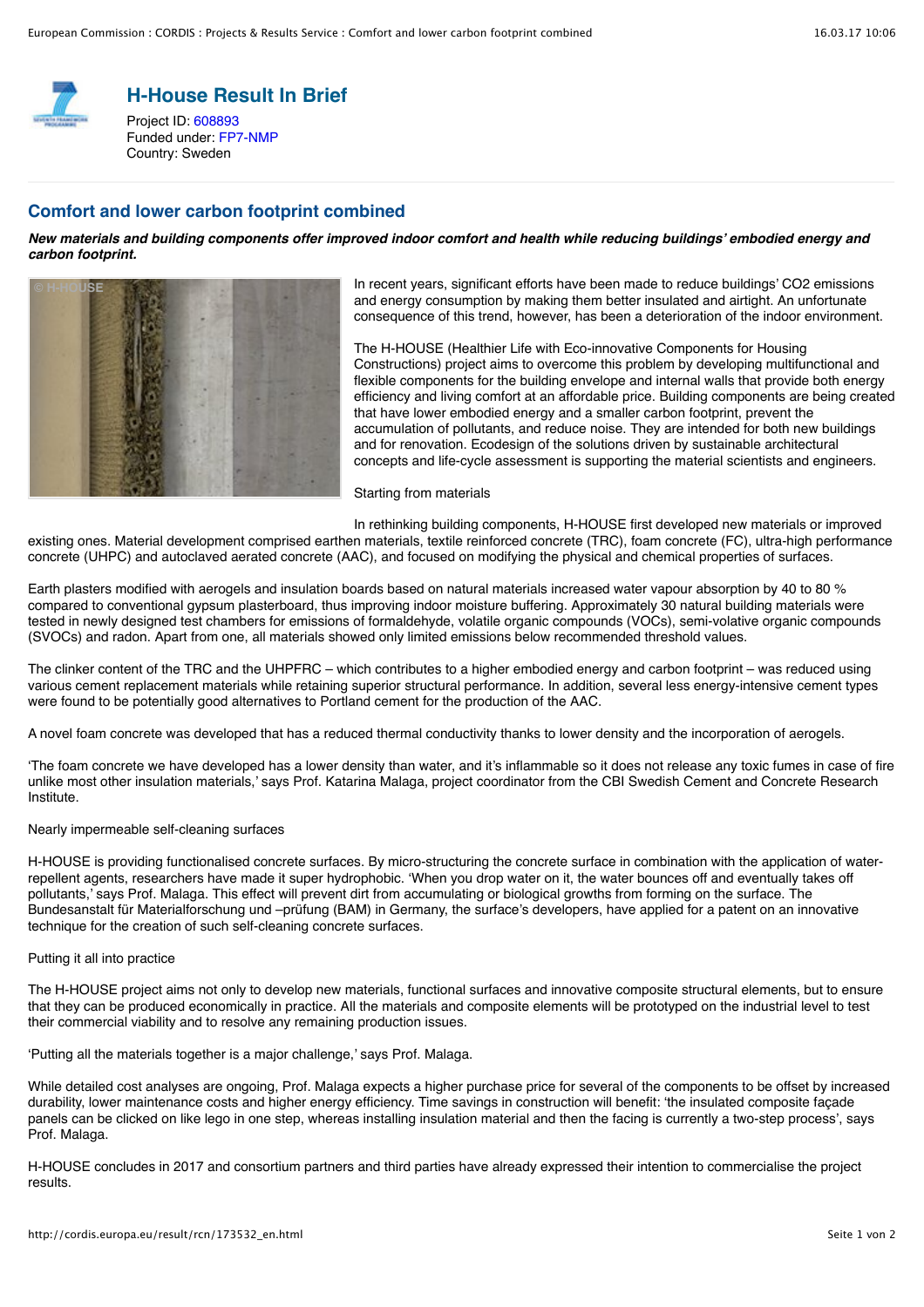# H-House Result In Brief

Project ID: 608893
Funded under: FP7-NMP
Country: Sweden

## Comfort and lower carbon footprint combined

***New materials and building components offer improved indoor comfort and health while reducing buildings' embodied energy and carbon footprint.***

In recent years, significant efforts have been made to reduce buildings' CO2 emissions and energy consumption by making them better insulated and airtight. An unfortunate consequence of this trend, however, has been a deterioration of the indoor environment.

The H-HOUSE (Healthier Life with Eco-innovative Components for Housing Constructions) project aims to overcome this problem by developing multifunctional and flexible components for the building envelope and internal walls that provide both energy efficiency and living comfort at an affordable price. Building components are being created that have lower embodied energy and a smaller carbon footprint, prevent the accumulation of pollutants, and reduce noise. They are intended for both new buildings and for renovation. Ecodesign of the solutions driven by sustainable architectural concepts and life-cycle assessment is supporting the material scientists and engineers.

Starting from materials

In rethinking building components, H-HOUSE first developed new materials or improved existing ones. Material development comprised earthen materials, textile reinforced concrete (TRC), foam concrete (FC), ultra-high performance concrete (UHPC) and autoclaved aerated concrete (AAC), and focused on modifying the physical and chemical properties of surfaces.

Earth plasters modified with aerogels and insulation boards based on natural materials increased water vapour absorption by 40 to 80 % compared to conventional gypsum plasterboard, thus improving indoor moisture buffering. Approximately 30 natural building materials were tested in newly designed test chambers for emissions of formaldehyde, volatile organic compounds (VOCs), semi-volative organic compounds (SVOCs) and radon. Apart from one, all materials showed only limited emissions below recommended threshold values.

The clinker content of the TRC and the UHPFRC – which contributes to a higher embodied energy and carbon footprint – was reduced using various cement replacement materials while retaining superior structural performance. In addition, several less energy-intensive cement types were found to be potentially good alternatives to Portland cement for the production of the AAC.

A novel foam concrete was developed that has a reduced thermal conductivity thanks to lower density and the incorporation of aerogels.

'The foam concrete we have developed has a lower density than water, and it's inflammable so it does not release any toxic fumes in case of fire unlike most other insulation materials,' says Prof. Katarina Malaga, project coordinator from the CBI Swedish Cement and Concrete Research Institute.

Nearly impermeable self-cleaning surfaces

H-HOUSE is providing functionalised concrete surfaces. By micro-structuring the concrete surface in combination with the application of water-repellent agents, researchers have made it super hydrophobic. 'When you drop water on it, the water bounces off and eventually takes off pollutants,' says Prof. Malaga. This effect will prevent dirt from accumulating or biological growths from forming on the surface. The Bundesanstalt für Materialforschung und –prüfung (BAM) in Germany, the surface's developers, have applied for a patent on an innovative technique for the creation of such self-cleaning concrete surfaces.

Putting it all into practice

The H-HOUSE project aims not only to develop new materials, functional surfaces and innovative composite structural elements, but to ensure that they can be produced economically in practice. All the materials and composite elements will be prototyped on the industrial level to test their commercial viability and to resolve any remaining production issues.

'Putting all the materials together is a major challenge,' says Prof. Malaga.

While detailed cost analyses are ongoing, Prof. Malaga expects a higher purchase price for several of the components to be offset by increased durability, lower maintenance costs and higher energy efficiency. Time savings in construction will benefit: 'the insulated composite façade panels can be clicked on like lego in one step, whereas installing insulation material and then the facing is currently a two-step process', says Prof. Malaga.

H-HOUSE concludes in 2017 and consortium partners and third parties have already expressed their intention to commercialise the project results.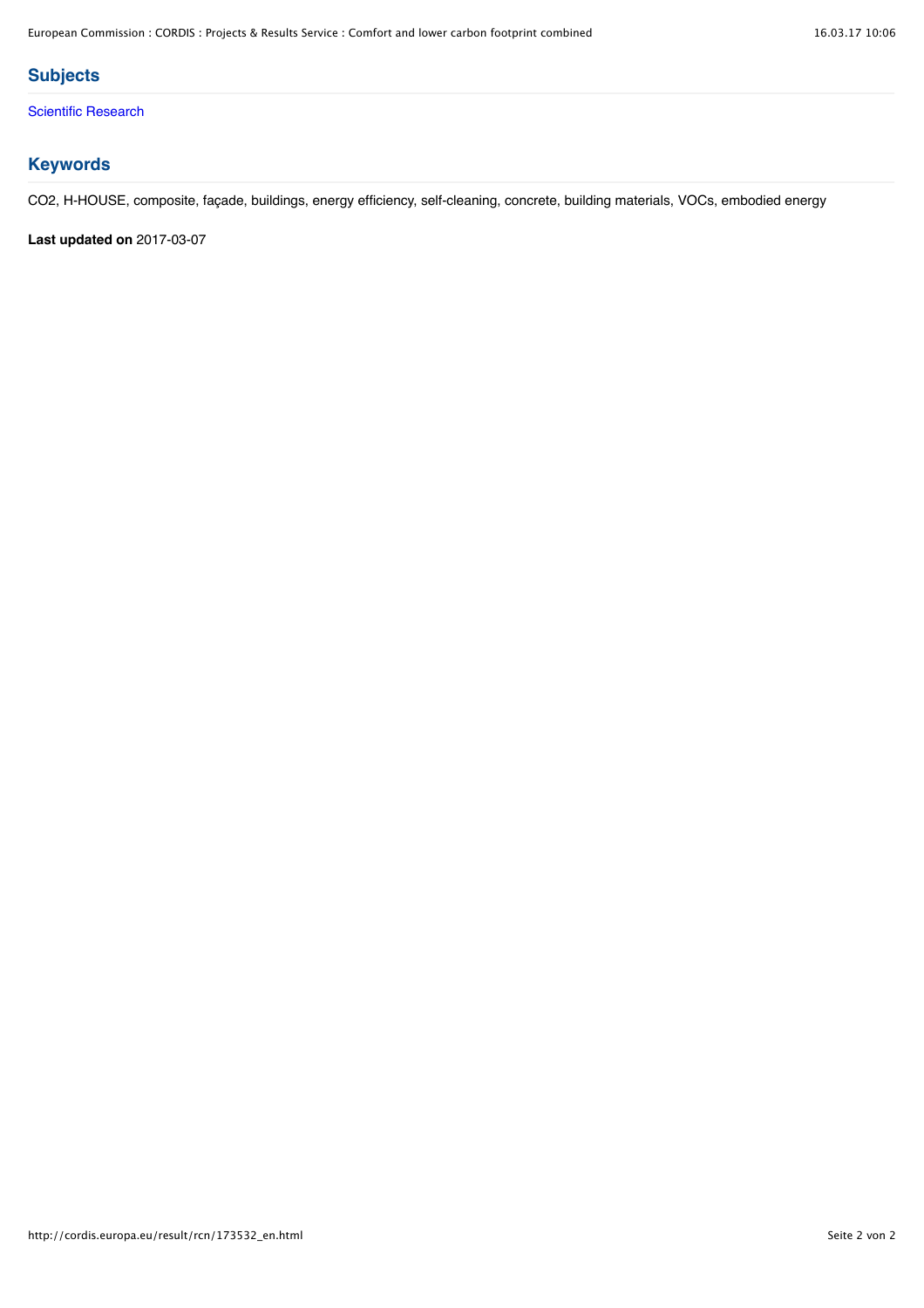## Subjects

Scientific Research

## Keywords

$CO_2$, H-HOUSE, composite, façade, buildings, energy efficiency, self-cleaning, concrete, building materials, VOCs, embodied energy

**Last updated on** 2017-03-07